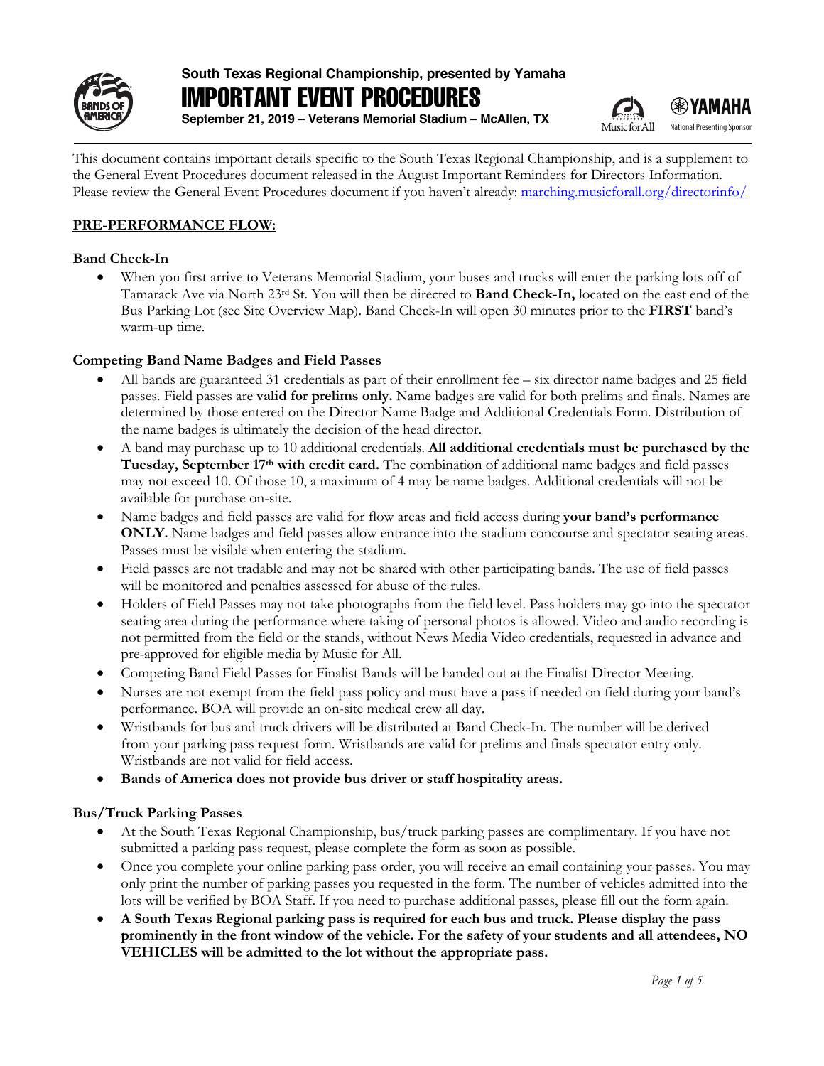**South Texas Regional Championship, presented by Yamaha**

# IMPORTANT EVENT PROCEDURES

**September 21, 2019 – Veterans Memorial Stadium – McAllen, TX**

This document contains important details specific to the South Texas Regional Championship, and is a supplement to the General Event Procedures document released in the August Important Reminders for Directors Information. Please review the General Event Procedures document if you haven't already: [marching.musicforall.org/directorinfo/](marching.musicforall.org/directorinfo/)

## PRE-PERFORMANCE FLOW:

### Band Check-In

- When you first arrive to Veterans Memorial Stadium, your buses and trucks will enter the parking lots off of Tamarack Ave via North 23rd St. You will then be directed to **Band Check-In,** located on the east end of the Bus Parking Lot (see Site Overview Map). Band Check-In will open 30 minutes prior to the **FIRST** band's warm-up time.

### Competing Band Name Badges and Field Passes

- All bands are guaranteed 31 credentials as part of their enrollment fee – six director name badges and 25 field passes. Field passes are **valid for prelims only.** Name badges are valid for both prelims and finals. Names are determined by those entered on the Director Name Badge and Additional Credentials Form. Distribution of the name badges is ultimately the decision of the head director.
- A band may purchase up to 10 additional credentials. **All additional credentials must be purchased by the Tuesday, September 17th with credit card.** The combination of additional name badges and field passes may not exceed 10. Of those 10, a maximum of 4 may be name badges. Additional credentials will not be available for purchase on-site.
- Name badges and field passes are valid for flow areas and field access during **your band's performance ONLY.** Name badges and field passes allow entrance into the stadium concourse and spectator seating areas. Passes must be visible when entering the stadium.
- Field passes are not tradable and may not be shared with other participating bands. The use of field passes will be monitored and penalties assessed for abuse of the rules.
- Holders of Field Passes may not take photographs from the field level. Pass holders may go into the spectator seating area during the performance where taking of personal photos is allowed. Video and audio recording is not permitted from the field or the stands, without News Media Video credentials, requested in advance and pre-approved for eligible media by Music for All.
- Competing Band Field Passes for Finalist Bands will be handed out at the Finalist Director Meeting.
- Nurses are not exempt from the field pass policy and must have a pass if needed on field during your band's performance. BOA will provide an on-site medical crew all day.
- Wristbands for bus and truck drivers will be distributed at Band Check-In. The number will be derived from your parking pass request form. Wristbands are valid for prelims and finals spectator entry only. Wristbands are not valid for field access.
- **Bands of America does not provide bus driver or staff hospitality areas.**

### Bus/Truck Parking Passes

- At the South Texas Regional Championship, bus/truck parking passes are complimentary. If you have not submitted a parking pass request, please complete the form as soon as possible.
- Once you complete your online parking pass order, you will receive an email containing your passes. You may only print the number of parking passes you requested in the form. The number of vehicles admitted into the lots will be verified by BOA Staff. If you need to purchase additional passes, please fill out the form again.
- **A South Texas Regional parking pass is required for each bus and truck. Please display the pass prominently in the front window of the vehicle. For the safety of your students and all attendees, NO VEHICLES will be admitted to the lot without the appropriate pass.**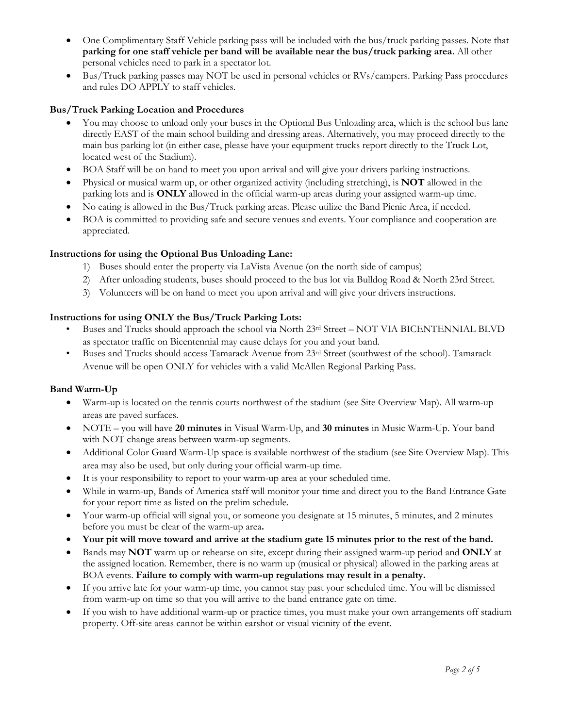- One Complimentary Staff Vehicle parking pass will be included with the bus/truck parking passes. Note that **parking for one staff vehicle per band will be available near the bus/truck parking area.** All other personal vehicles need to park in a spectator lot.
- Bus/Truck parking passes may NOT be used in personal vehicles or RVs/campers. Parking Pass procedures and rules DO APPLY to staff vehicles.

**Bus/Truck Parking Location and Procedures**

- You may choose to unload only your buses in the Optional Bus Unloading area, which is the school bus lane directly EAST of the main school building and dressing areas. Alternatively, you may proceed directly to the main bus parking lot (in either case, please have your equipment trucks report directly to the Truck Lot, located west of the Stadium).
- BOA Staff will be on hand to meet you upon arrival and will give your drivers parking instructions.
- Physical or musical warm up, or other organized activity (including stretching), is **NOT** allowed in the parking lots and is **ONLY** allowed in the official warm-up areas during your assigned warm-up time.
- No eating is allowed in the Bus/Truck parking areas. Please utilize the Band Picnic Area, if needed.
- BOA is committed to providing safe and secure venues and events. Your compliance and cooperation are appreciated.

**Instructions for using the Optional Bus Unloading Lane:**

1) Buses should enter the property via LaVista Avenue (on the north side of campus)
2) After unloading students, buses should proceed to the bus lot via Bulldog Road & North 23rd Street.
3) Volunteers will be on hand to meet you upon arrival and will give your drivers instructions.

**Instructions for using ONLY the Bus/Truck Parking Lots:**

- Buses and Trucks should approach the school via North 23rd Street – NOT VIA BICENTENNIAL BLVD as spectator traffic on Bicentennial may cause delays for you and your band.
- Buses and Trucks should access Tamarack Avenue from 23rd Street (southwest of the school). Tamarack Avenue will be open ONLY for vehicles with a valid McAllen Regional Parking Pass.

**Band Warm-Up**

- Warm-up is located on the tennis courts northwest of the stadium (see Site Overview Map). All warm-up areas are paved surfaces.
- NOTE – you will have **20 minutes** in Visual Warm-Up, and **30 minutes** in Music Warm-Up. Your band with NOT change areas between warm-up segments.
- Additional Color Guard Warm-Up space is available northwest of the stadium (see Site Overview Map). This area may also be used, but only during your official warm-up time.
- It is your responsibility to report to your warm-up area at your scheduled time.
- While in warm-up, Bands of America staff will monitor your time and direct you to the Band Entrance Gate for your report time as listed on the prelim schedule.
- Your warm-up official will signal you, or someone you designate at 15 minutes, 5 minutes, and 2 minutes before you must be clear of the warm-up area**.**
- **Your pit will move toward and arrive at the stadium gate 15 minutes prior to the rest of the band.**
- Bands may **NOT** warm up or rehearse on site, except during their assigned warm-up period and **ONLY** at the assigned location. Remember, there is no warm up (musical or physical) allowed in the parking areas at BOA events. **Failure to comply with warm-up regulations may result in a penalty.**
- If you arrive late for your warm-up time, you cannot stay past your scheduled time. You will be dismissed from warm-up on time so that you will arrive to the band entrance gate on time.
- If you wish to have additional warm-up or practice times, you must make your own arrangements off stadium property. Off-site areas cannot be within earshot or visual vicinity of the event.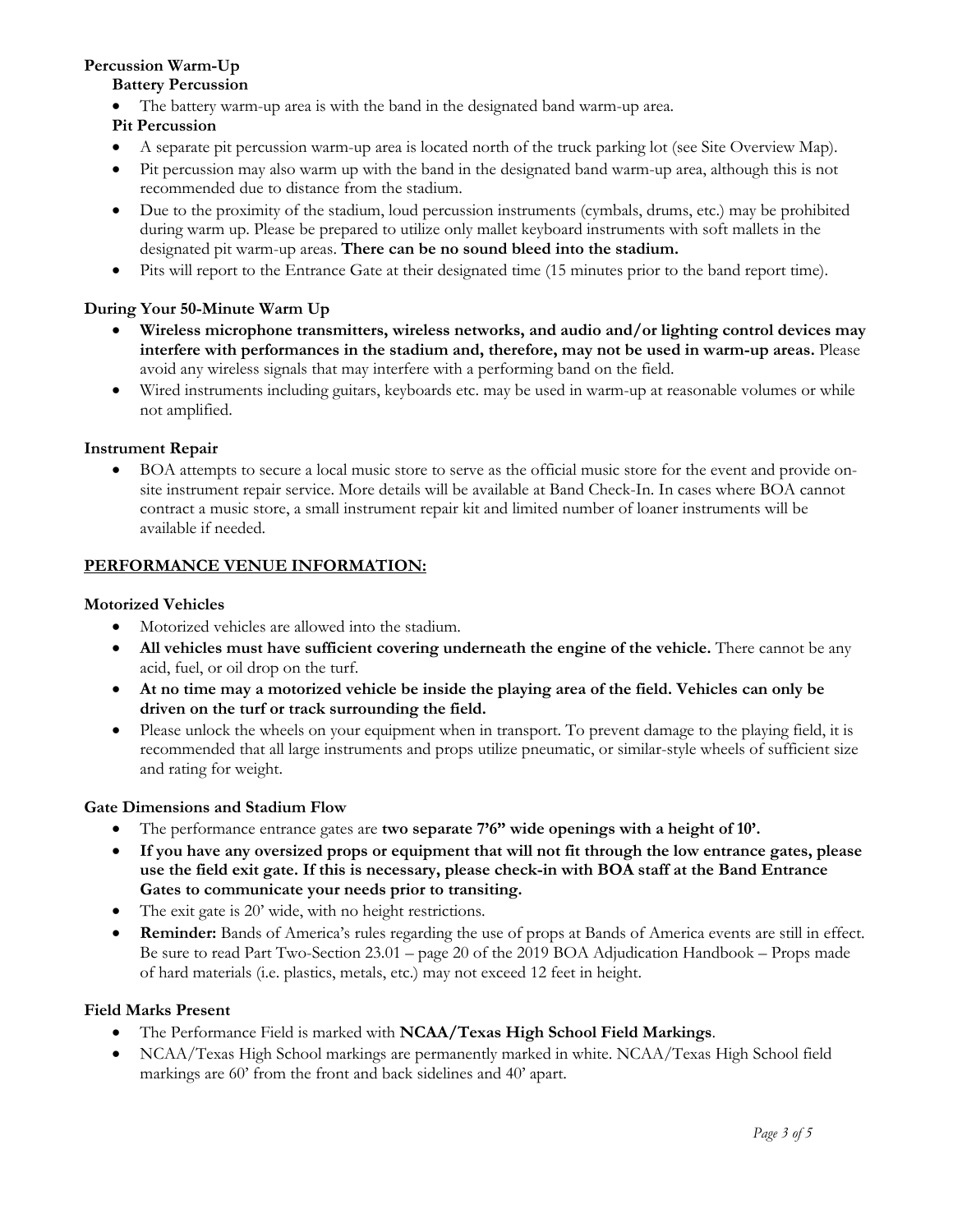**Percussion Warm-Up**

**Battery Percussion**

- The battery warm-up area is with the band in the designated band warm-up area.

**Pit Percussion**

- A separate pit percussion warm-up area is located north of the truck parking lot (see Site Overview Map).
- Pit percussion may also warm up with the band in the designated band warm-up area, although this is not recommended due to distance from the stadium.
- Due to the proximity of the stadium, loud percussion instruments (cymbals, drums, etc.) may be prohibited during warm up. Please be prepared to utilize only mallet keyboard instruments with soft mallets in the designated pit warm-up areas. **There can be no sound bleed into the stadium.**
- Pits will report to the Entrance Gate at their designated time (15 minutes prior to the band report time).

**During Your 50-Minute Warm Up**

- **Wireless microphone transmitters, wireless networks, and audio and/or lighting control devices may interfere with performances in the stadium and, therefore, may not be used in warm-up areas.** Please avoid any wireless signals that may interfere with a performing band on the field.
- Wired instruments including guitars, keyboards etc. may be used in warm-up at reasonable volumes or while not amplified.

**Instrument Repair**

- BOA attempts to secure a local music store to serve as the official music store for the event and provide on-site instrument repair service. More details will be available at Band Check-In. In cases where BOA cannot contract a music store, a small instrument repair kit and limited number of loaner instruments will be available if needed.

## PERFORMANCE VENUE INFORMATION:

**Motorized Vehicles**

- Motorized vehicles are allowed into the stadium.
- **All vehicles must have sufficient covering underneath the engine of the vehicle.** There cannot be any acid, fuel, or oil drop on the turf.
- **At no time may a motorized vehicle be inside the playing area of the field. Vehicles can only be driven on the turf or track surrounding the field.**
- Please unlock the wheels on your equipment when in transport. To prevent damage to the playing field, it is recommended that all large instruments and props utilize pneumatic, or similar-style wheels of sufficient size and rating for weight.

**Gate Dimensions and Stadium Flow**

- The performance entrance gates are **two separate 7'6" wide openings with a height of 10'.**
- **If you have any oversized props or equipment that will not fit through the low entrance gates, please use the field exit gate. If this is necessary, please check-in with BOA staff at the Band Entrance Gates to communicate your needs prior to transiting.**
- The exit gate is 20' wide, with no height restrictions.
- **Reminder:** Bands of America's rules regarding the use of props at Bands of America events are still in effect. Be sure to read Part Two-Section 23.01 – page 20 of the 2019 BOA Adjudication Handbook – Props made of hard materials (i.e. plastics, metals, etc.) may not exceed 12 feet in height.

**Field Marks Present**

- The Performance Field is marked with **NCAA/Texas High School Field Markings**.
- NCAA/Texas High School markings are permanently marked in white. NCAA/Texas High School field markings are 60' from the front and back sidelines and 40' apart.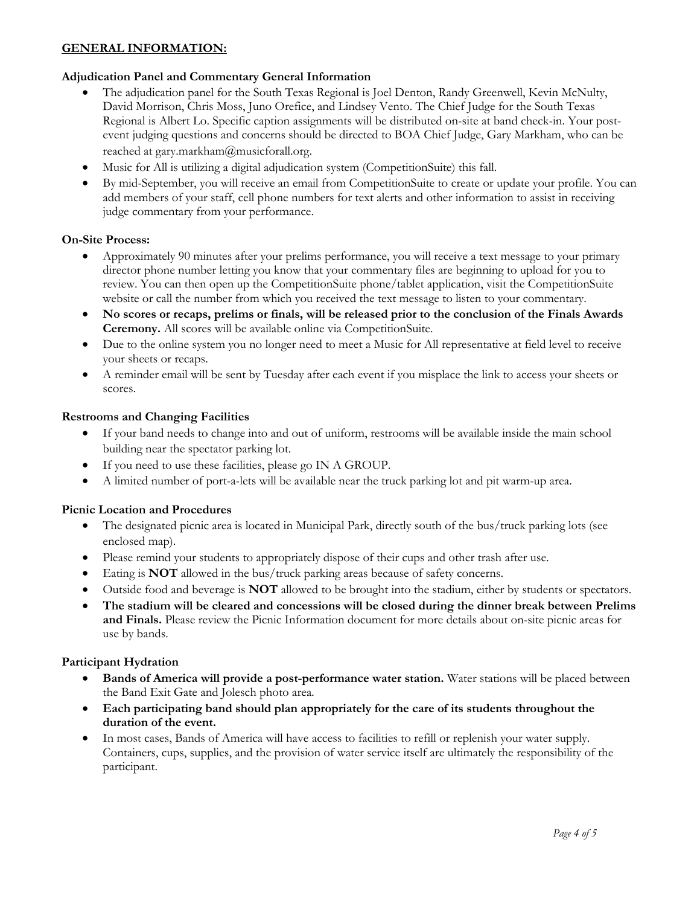## GENERAL INFORMATION:

### Adjudication Panel and Commentary General Information

- The adjudication panel for the South Texas Regional is Joel Denton, Randy Greenwell, Kevin McNulty, David Morrison, Chris Moss, Juno Orefice, and Lindsey Vento. The Chief Judge for the South Texas Regional is Albert Lo. Specific caption assignments will be distributed on-site at band check-in. Your post-event judging questions and concerns should be directed to BOA Chief Judge, Gary Markham, who can be reached at gary.markham@musicforall.org.
- Music for All is utilizing a digital adjudication system (CompetitionSuite) this fall.
- By mid-September, you will receive an email from CompetitionSuite to create or update your profile. You can add members of your staff, cell phone numbers for text alerts and other information to assist in receiving judge commentary from your performance.

### On-Site Process:

- Approximately 90 minutes after your prelims performance, you will receive a text message to your primary director phone number letting you know that your commentary files are beginning to upload for you to review. You can then open up the CompetitionSuite phone/tablet application, visit the CompetitionSuite website or call the number from which you received the text message to listen to your commentary.
- **No scores or recaps, prelims or finals, will be released prior to the conclusion of the Finals Awards Ceremony.** All scores will be available online via CompetitionSuite.
- Due to the online system you no longer need to meet a Music for All representative at field level to receive your sheets or recaps.
- A reminder email will be sent by Tuesday after each event if you misplace the link to access your sheets or scores.

### Restrooms and Changing Facilities

- If your band needs to change into and out of uniform, restrooms will be available inside the main school building near the spectator parking lot.
- If you need to use these facilities, please go IN A GROUP.
- A limited number of port-a-lets will be available near the truck parking lot and pit warm-up area.

### Picnic Location and Procedures

- The designated picnic area is located in Municipal Park, directly south of the bus/truck parking lots (see enclosed map).
- Please remind your students to appropriately dispose of their cups and other trash after use.
- Eating is **NOT** allowed in the bus/truck parking areas because of safety concerns.
- Outside food and beverage is **NOT** allowed to be brought into the stadium, either by students or spectators.
- **The stadium will be cleared and concessions will be closed during the dinner break between Prelims and Finals.** Please review the Picnic Information document for more details about on-site picnic areas for use by bands.

### Participant Hydration

- **Bands of America will provide a post-performance water station.** Water stations will be placed between the Band Exit Gate and Jolesch photo area.
- **Each participating band should plan appropriately for the care of its students throughout the duration of the event.**
- In most cases, Bands of America will have access to facilities to refill or replenish your water supply. Containers, cups, supplies, and the provision of water service itself are ultimately the responsibility of the participant.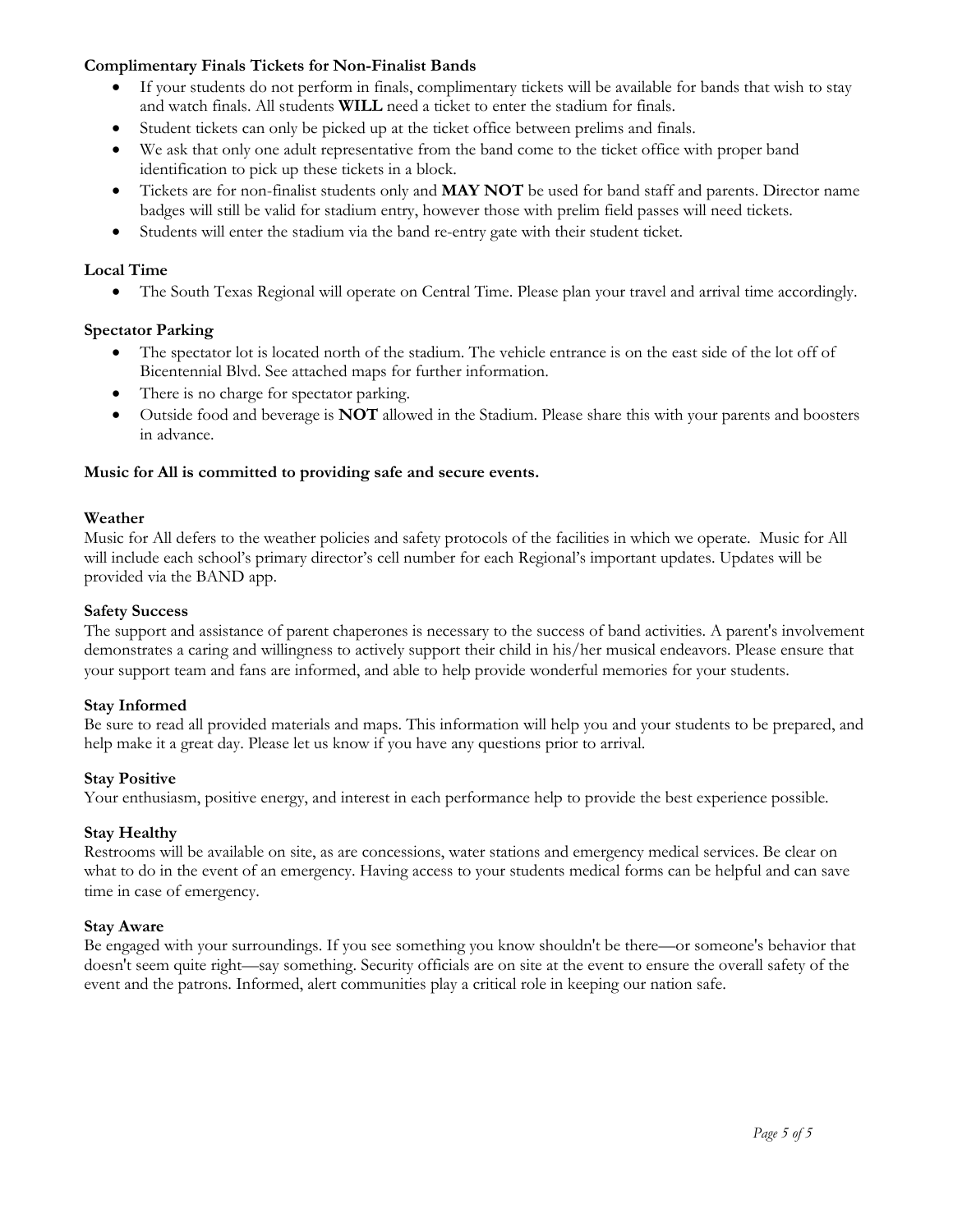**Complimentary Finals Tickets for Non-Finalist Bands**

- If your students do not perform in finals, complimentary tickets will be available for bands that wish to stay and watch finals. All students **WILL** need a ticket to enter the stadium for finals.
- Student tickets can only be picked up at the ticket office between prelims and finals.
- We ask that only one adult representative from the band come to the ticket office with proper band identification to pick up these tickets in a block.
- Tickets are for non-finalist students only and **MAY NOT** be used for band staff and parents. Director name badges will still be valid for stadium entry, however those with prelim field passes will need tickets.
- Students will enter the stadium via the band re-entry gate with their student ticket.

**Local Time**

- The South Texas Regional will operate on Central Time. Please plan your travel and arrival time accordingly.

**Spectator Parking**

- The spectator lot is located north of the stadium. The vehicle entrance is on the east side of the lot off of Bicentennial Blvd. See attached maps for further information.
- There is no charge for spectator parking.
- Outside food and beverage is **NOT** allowed in the Stadium. Please share this with your parents and boosters in advance.

**Music for All is committed to providing safe and secure events.**

**Weather**

Music for All defers to the weather policies and safety protocols of the facilities in which we operate. Music for All will include each school's primary director's cell number for each Regional's important updates. Updates will be provided via the BAND app.

**Safety Success**

The support and assistance of parent chaperones is necessary to the success of band activities. A parent's involvement demonstrates a caring and willingness to actively support their child in his/her musical endeavors. Please ensure that your support team and fans are informed, and able to help provide wonderful memories for your students.

**Stay Informed**

Be sure to read all provided materials and maps. This information will help you and your students to be prepared, and help make it a great day. Please let us know if you have any questions prior to arrival.

**Stay Positive**

Your enthusiasm, positive energy, and interest in each performance help to provide the best experience possible.

**Stay Healthy**

Restrooms will be available on site, as are concessions, water stations and emergency medical services. Be clear on what to do in the event of an emergency. Having access to your students medical forms can be helpful and can save time in case of emergency.

**Stay Aware**

Be engaged with your surroundings. If you see something you know shouldn't be there—or someone's behavior that doesn't seem quite right—say something. Security officials are on site at the event to ensure the overall safety of the event and the patrons. Informed, alert communities play a critical role in keeping our nation safe.